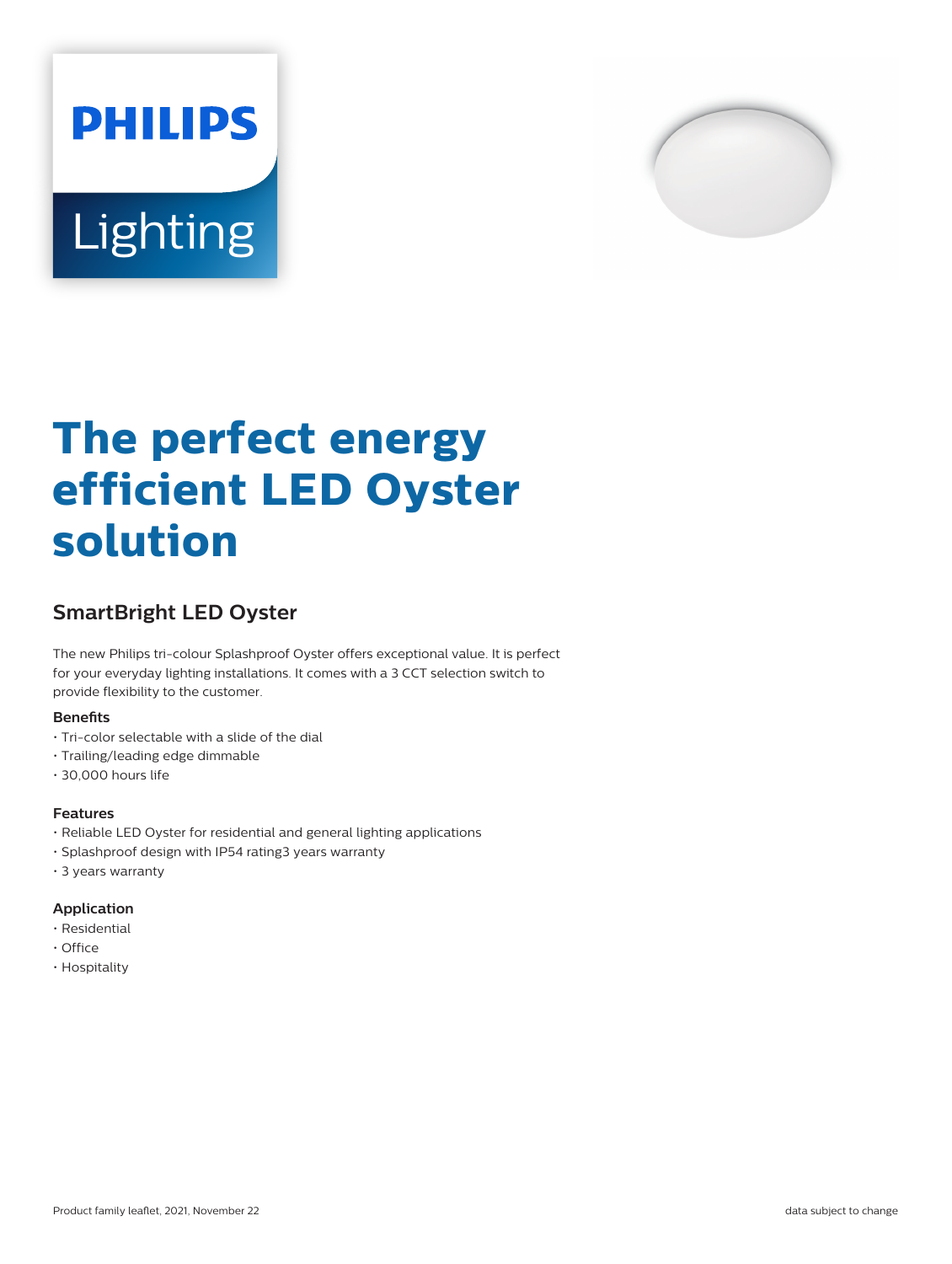PHILIPS

Lighting

# The perfect energy efficient LED Oyster solution

## SmartBright LED Oyster

The new Philips tri-colour Splashproof Oyster offers exceptional value. It is perfect for your everyday lighting installations. It comes with a 3 CCT selection switch to provide flexibility to the customer.

### Benefits

- Tri-color selectable with a slide of the dial
- Trailing/leading edge dimmable
- 30,000 hours life

### Features

- Reliable LED Oyster for residential and general lighting applications
- Splashproof design with IP54 rating3 years warranty
- 3 years warranty

### Application

- Residential
- Office
- Hospitality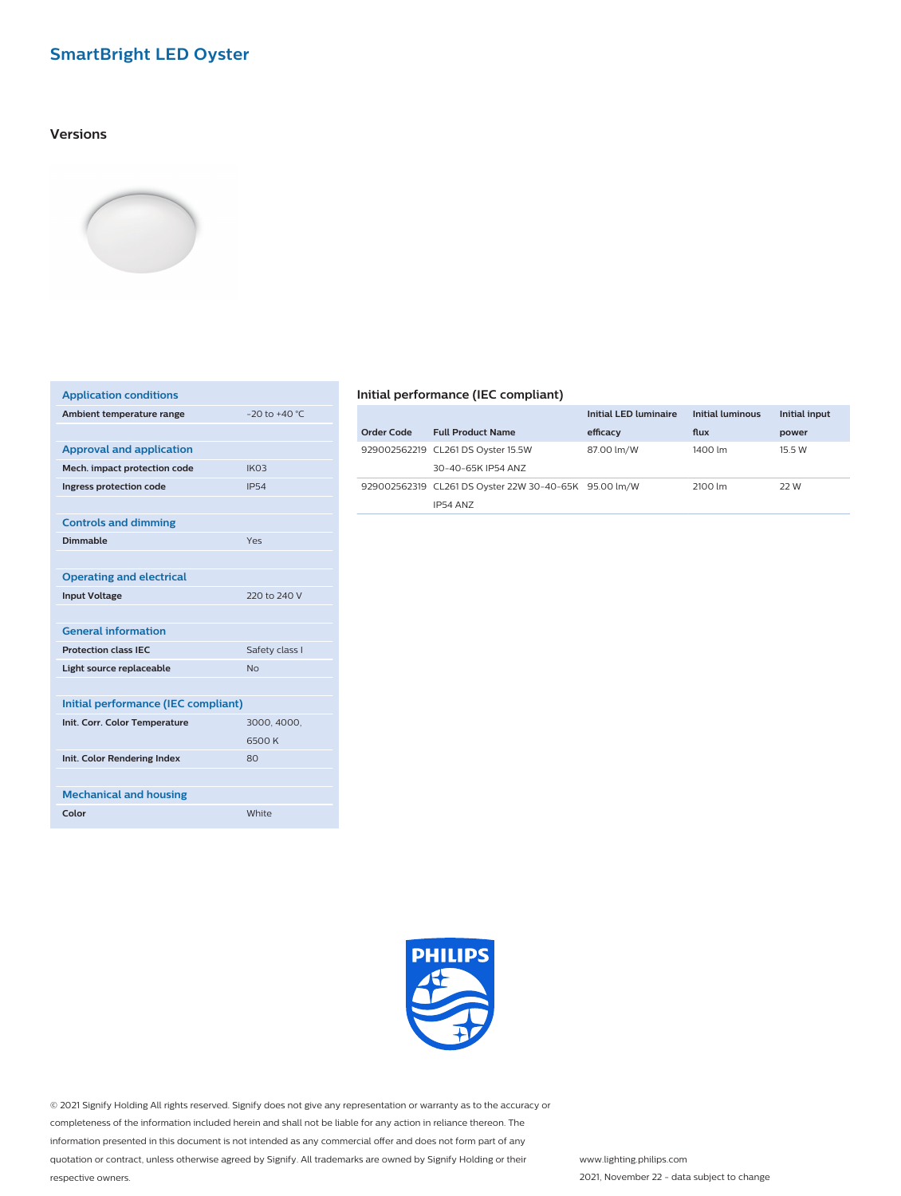# SmartBright LED Oyster

## Versions

| | |
|---|---|
| **Application conditions** | |
| Ambient temperature range | -20 to +40 °C |
| **Approval and application** | |
| Mech. impact protection code | IK03 |
| Ingress protection code | IP54 |
| **Controls and dimming** | |
| Dimmable | Yes |
| **Operating and electrical** | |
| Input Voltage | 220 to 240 V |
| **General information** | |
| Protection class IEC | Safety class I |
| Light source replaceable | No |
| **Initial performance (IEC compliant)** | |
| Init. Corr. Color Temperature | 3000, 4000, 6500 K |
| Init. Color Rendering Index | 80 |
| **Mechanical and housing** | |
| Color | White |

### Initial performance (IEC compliant)

| Order Code | Full Product Name | Initial LED luminaire efficacy | Initial luminous flux | Initial input power |
|---|---|---|---|---|
| 929002562219 | CL261 DS Oyster 15.5W 30-40-65K IP54 ANZ | 87.00 lm/W | 1400 lm | 15.5 W |
| 929002562319 | CL261 DS Oyster 22W 30-40-65K IP54 ANZ | 95.00 lm/W | 2100 lm | 22 W |

PHILIPS

© 2021 Signify Holding All rights reserved. Signify does not give any representation or warranty as to the accuracy or completeness of the information included herein and shall not be liable for any action in reliance thereon. The information presented in this document is not intended as any commercial offer and does not form part of any quotation or contract, unless otherwise agreed by Signify. All trademarks are owned by Signify Holding or their respective owners.

www.lighting.philips.com

2021, November 22 - data subject to change